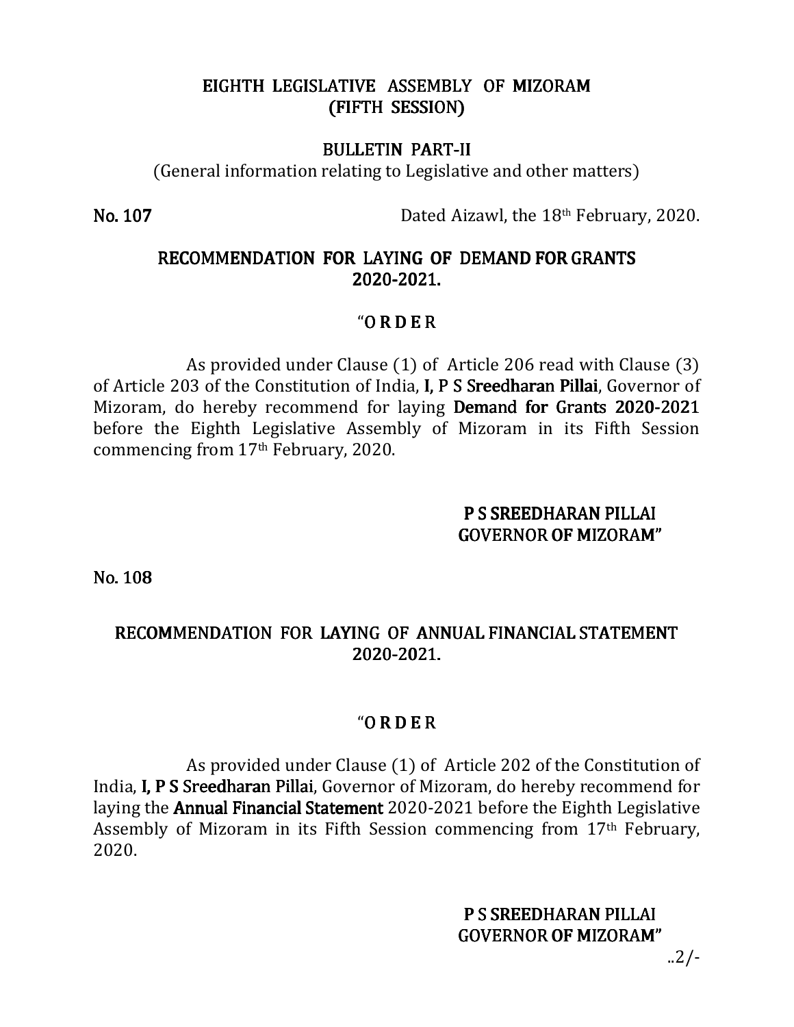# EIGHTH LEGISLATIVE ASSEMBLY OF MIZORAM
## (FIFTH SESSION)

### BULLETIN PART-II

(General information relating to Legislative and other matters)

**No. 107** Dated Aizawl, the 18th February, 2020.

### RECOMMENDATION FOR LAYING OF DEMAND FOR GRANTS 2020-2021.

"**O R D E R**

As provided under Clause (1) of Article 206 read with Clause (3) of Article 203 of the Constitution of India, **I, P S Sreedharan Pillai**, Governor of Mizoram, do hereby recommend for laying **Demand for Grants 2020-2021** before the Eighth Legislative Assembly of Mizoram in its Fifth Session commencing from 17th February, 2020.

**P S SREEDHARAN PILLAI**
**GOVERNOR OF MIZORAM"**

**No. 108**

### RECOMMENDATION FOR LAYING OF ANNUAL FINANCIAL STATEMENT 2020-2021.

"**O R D E R**

As provided under Clause (1) of Article 202 of the Constitution of India, **I, P S Sreedharan Pillai**, Governor of Mizoram, do hereby recommend for laying the **Annual Financial Statement** 2020-2021 before the Eighth Legislative Assembly of Mizoram in its Fifth Session commencing from 17th February, 2020.

**P S SREEDHARAN PILLAI**
**GOVERNOR OF MIZORAM"**

..2/-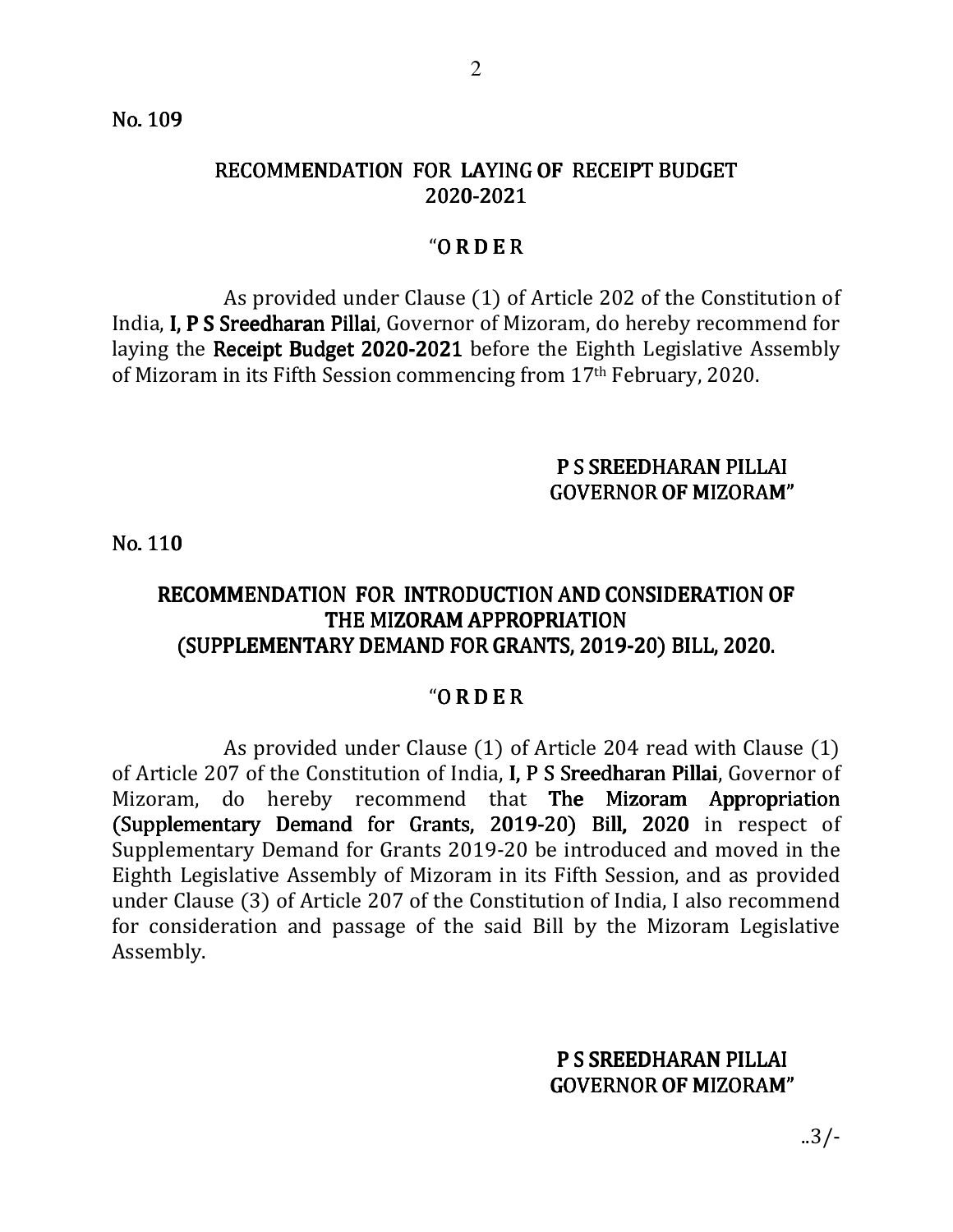No. 109

## RECOMMENDATION FOR LAYING OF RECEIPT BUDGET 2020-2021

"O R D E R

As provided under Clause (1) of Article 202 of the Constitution of India, **I, P S Sreedharan Pillai**, Governor of Mizoram, do hereby recommend for laying the **Receipt Budget 2020-2021** before the Eighth Legislative Assembly of Mizoram in its Fifth Session commencing from 17th February, 2020.

**P S SREEDHARAN PILLAI**
**GOVERNOR OF MIZORAM"**

No. 110

## RECOMMENDATION FOR INTRODUCTION AND CONSIDERATION OF THE MIZORAM APPROPRIATION (SUPPLEMENTARY DEMAND FOR GRANTS, 2019-20) BILL, 2020.

"O R D E R

As provided under Clause (1) of Article 204 read with Clause (1) of Article 207 of the Constitution of India, **I, P S Sreedharan Pillai**, Governor of Mizoram, do hereby recommend that **The Mizoram Appropriation (Supplementary Demand for Grants, 2019-20) Bill, 2020** in respect of Supplementary Demand for Grants 2019-20 be introduced and moved in the Eighth Legislative Assembly of Mizoram in its Fifth Session, and as provided under Clause (3) of Article 207 of the Constitution of India, I also recommend for consideration and passage of the said Bill by the Mizoram Legislative Assembly.

**P S SREEDHARAN PILLAI**
**GOVERNOR OF MIZORAM"**

..3/-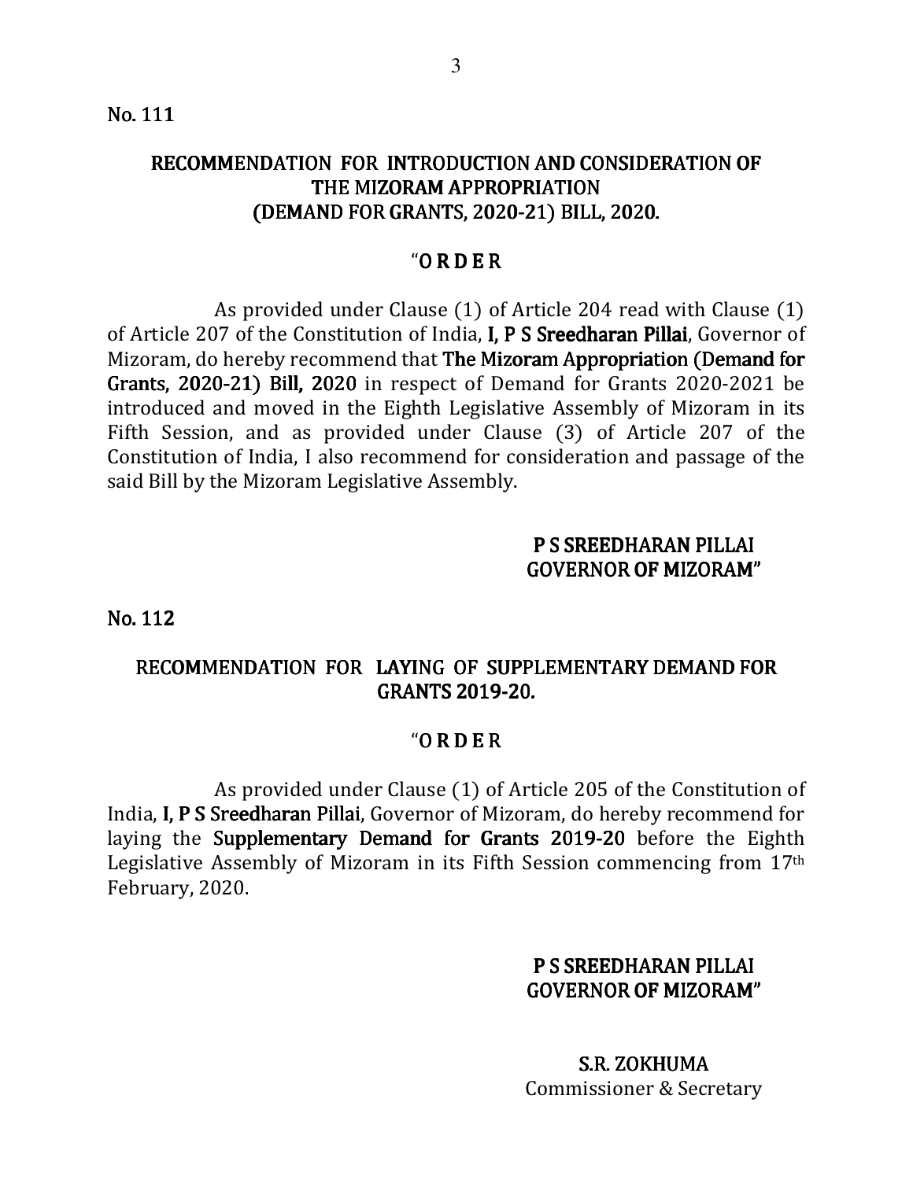No. 111

## RECOMMENDATION FOR INTRODUCTION AND CONSIDERATION OF THE MIZORAM APPROPRIATION (DEMAND FOR GRANTS, 2020-21) BILL, 2020.

"O R D E R

As provided under Clause (1) of Article 204 read with Clause (1) of Article 207 of the Constitution of India, **I, P S Sreedharan Pillai**, Governor of Mizoram, do hereby recommend that **The Mizoram Appropriation (Demand for Grants, 2020-21) Bill, 2020** in respect of Demand for Grants 2020-2021 be introduced and moved in the Eighth Legislative Assembly of Mizoram in its Fifth Session, and as provided under Clause (3) of Article 207 of the Constitution of India, I also recommend for consideration and passage of the said Bill by the Mizoram Legislative Assembly.

P S SREEDHARAN PILLAI
GOVERNOR OF MIZORAM"

**No. 112**

## RECOMMENDATION FOR LAYING OF SUPPLEMENTARY DEMAND FOR GRANTS 2019-20.

"O R D E R

As provided under Clause (1) of Article 205 of the Constitution of India, **I, P S Sreedharan Pillai**, Governor of Mizoram, do hereby recommend for laying the **Supplementary Demand for Grants 2019-20** before the Eighth Legislative Assembly of Mizoram in its Fifth Session commencing from 17th February, 2020.

P S SREEDHARAN PILLAI
GOVERNOR OF MIZORAM"

S.R. ZOKHUMA
Commissioner & Secretary